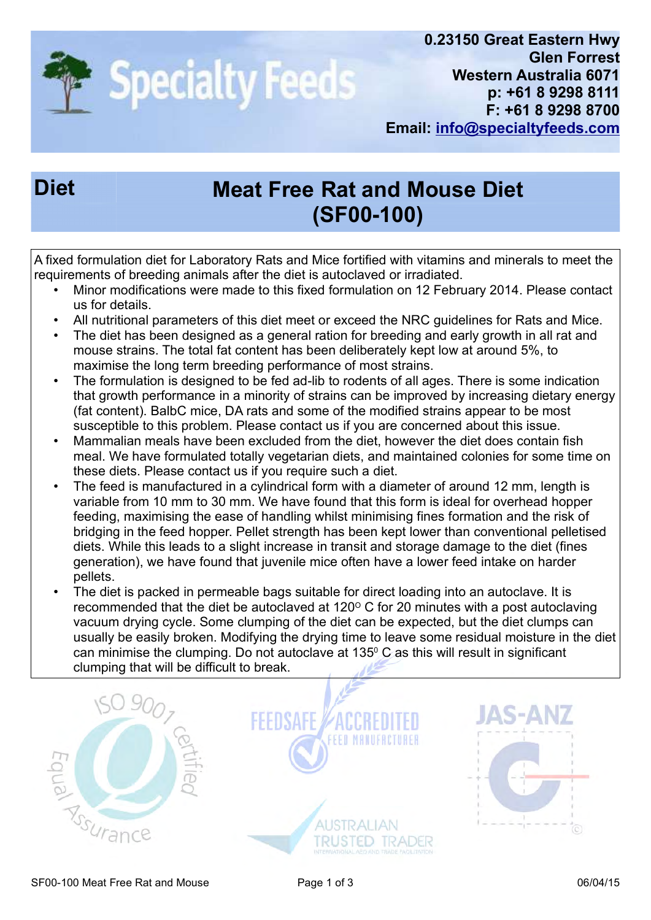Specialty Feeds

0.23150 Great Eastern Hwy
Glen Forrest
Western Australia 6071
p: +61 8 9298 8111
F: +61 8 9298 8700
Email: info@specialtyfeeds.com

# Diet — Meat Free Rat and Mouse Diet (SF00-100)

A fixed formulation diet for Laboratory Rats and Mice fortified with vitamins and minerals to meet the requirements of breeding animals after the diet is autoclaved or irradiated.

- Minor modifications were made to this fixed formulation on 12 February 2014. Please contact us for details.
- All nutritional parameters of this diet meet or exceed the NRC guidelines for Rats and Mice.
- The diet has been designed as a general ration for breeding and early growth in all rat and mouse strains. The total fat content has been deliberately kept low at around 5%, to maximise the long term breeding performance of most strains.
- The formulation is designed to be fed ad-lib to rodents of all ages. There is some indication that growth performance in a minority of strains can be improved by increasing dietary energy (fat content). BalbC mice, DA rats and some of the modified strains appear to be most susceptible to this problem. Please contact us if you are concerned about this issue.
- Mammalian meals have been excluded from the diet, however the diet does contain fish meal. We have formulated totally vegetarian diets, and maintained colonies for some time on these diets. Please contact us if you require such a diet.
- The feed is manufactured in a cylindrical form with a diameter of around 12 mm, length is variable from 10 mm to 30 mm. We have found that this form is ideal for overhead hopper feeding, maximising the ease of handling whilst minimising fines formation and the risk of bridging in the feed hopper. Pellet strength has been kept lower than conventional pelletised diets. While this leads to a slight increase in transit and storage damage to the diet (fines generation), we have found that juvenile mice often have a lower feed intake on harder pellets.
- The diet is packed in permeable bags suitable for direct loading into an autoclave. It is recommended that the diet be autoclaved at 120$^{o}$ C for 20 minutes with a post autoclaving vacuum drying cycle. Some clumping of the diet can be expected, but the diet clumps can usually be easily broken. Modifying the drying time to leave some residual moisture in the diet can minimise the clumping. Do not autoclave at 135$^{0}$ C as this will result in significant clumping that will be difficult to break.

ISO 9001 certified — Equal Assurance

FEEDSAFE ACCREDITED FEED MANUFACTURER

AUSTRALIAN TRUSTED TRADER — INTERNATIONAL AED AND TRADE FACILITATION

JAS-ANZ

SF00-100 Meat Free Rat and Mouse — 06/04/15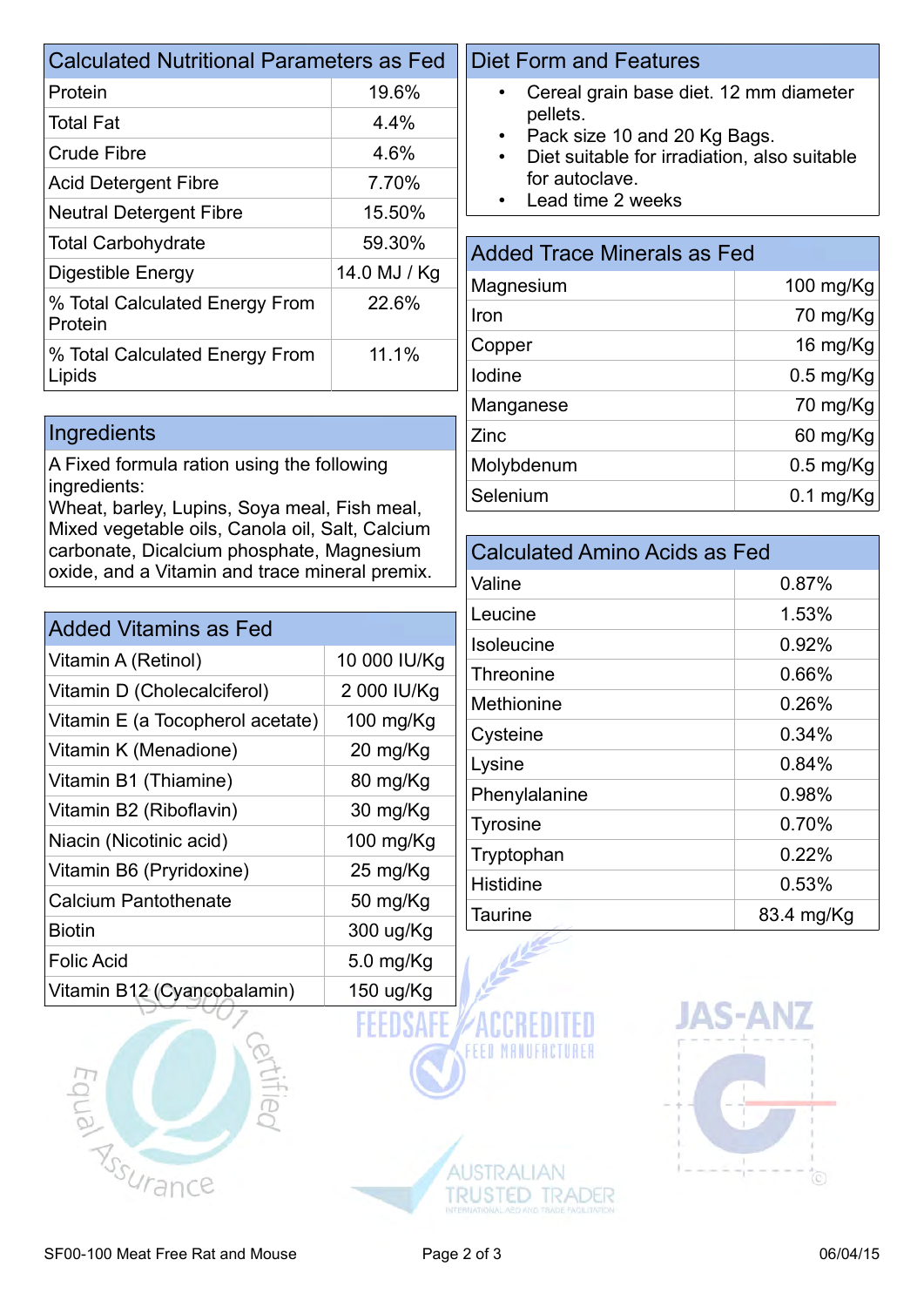## Calculated Nutritional Parameters as Fed

| Calculated Nutritional Parameters as Fed | |
|---|---|
| Protein | 19.6% |
| Total Fat | 4.4% |
| Crude Fibre | 4.6% |
| Acid Detergent Fibre | 7.70% |
| Neutral Detergent Fibre | 15.50% |
| Total Carbohydrate | 59.30% |
| Digestible Energy | 14.0 MJ / Kg |
| % Total Calculated Energy From Protein | 22.6% |
| % Total Calculated Energy From Lipids | 11.1% |

## Ingredients

A Fixed formula ration using the following ingredients:
Wheat, barley, Lupins, Soya meal, Fish meal, Mixed vegetable oils, Canola oil, Salt, Calcium carbonate, Dicalcium phosphate, Magnesium oxide, and a Vitamin and trace mineral premix.

## Added Vitamins as Fed

| Added Vitamins as Fed | |
|---|---|
| Vitamin A (Retinol) | 10 000 IU/Kg |
| Vitamin D (Cholecalciferol) | 2 000 IU/Kg |
| Vitamin E (a Tocopherol acetate) | 100 mg/Kg |
| Vitamin K (Menadione) | 20 mg/Kg |
| Vitamin B1 (Thiamine) | 80 mg/Kg |
| Vitamin B2 (Riboflavin) | 30 mg/Kg |
| Niacin (Nicotinic acid) | 100 mg/Kg |
| Vitamin B6 (Pryridoxine) | 25 mg/Kg |
| Calcium Pantothenate | 50 mg/Kg |
| Biotin | 300 ug/Kg |
| Folic Acid | 5.0 mg/Kg |
| Vitamin B12 (Cyancobalamin) | 150 ug/Kg |

## Diet Form and Features

- Cereal grain base diet. 12 mm diameter pellets.
- Pack size 10 and 20 Kg Bags.
- Diet suitable for irradiation, also suitable for autoclave.
- Lead time 2 weeks

## Added Trace Minerals as Fed

| Added Trace Minerals as Fed | |
|---|---|
| Magnesium | 100 mg/Kg |
| Iron | 70 mg/Kg |
| Copper | 16 mg/Kg |
| Iodine | 0.5 mg/Kg |
| Manganese | 70 mg/Kg |
| Zinc | 60 mg/Kg |
| Molybdenum | 0.5 mg/Kg |
| Selenium | 0.1 mg/Kg |

## Calculated Amino Acids as Fed

| Calculated Amino Acids as Fed | |
|---|---|
| Valine | 0.87% |
| Leucine | 1.53% |
| Isoleucine | 0.92% |
| Threonine | 0.66% |
| Methionine | 0.26% |
| Cysteine | 0.34% |
| Lysine | 0.84% |
| Phenylalanine | 0.98% |
| Tyrosine | 0.70% |
| Tryptophan | 0.22% |
| Histidine | 0.53% |
| Taurine | 83.4 mg/Kg |

ISO 9001 certified Equal Assurance

FEEDSAFE ACCREDITED FEED MANUFACTURER

JAS-ANZ

AUSTRALIAN TRUSTED TRADER INTERNATIONAL AID AND TRADE FACILITATION

SF00-100 Meat Free Rat and Mouse

06/04/15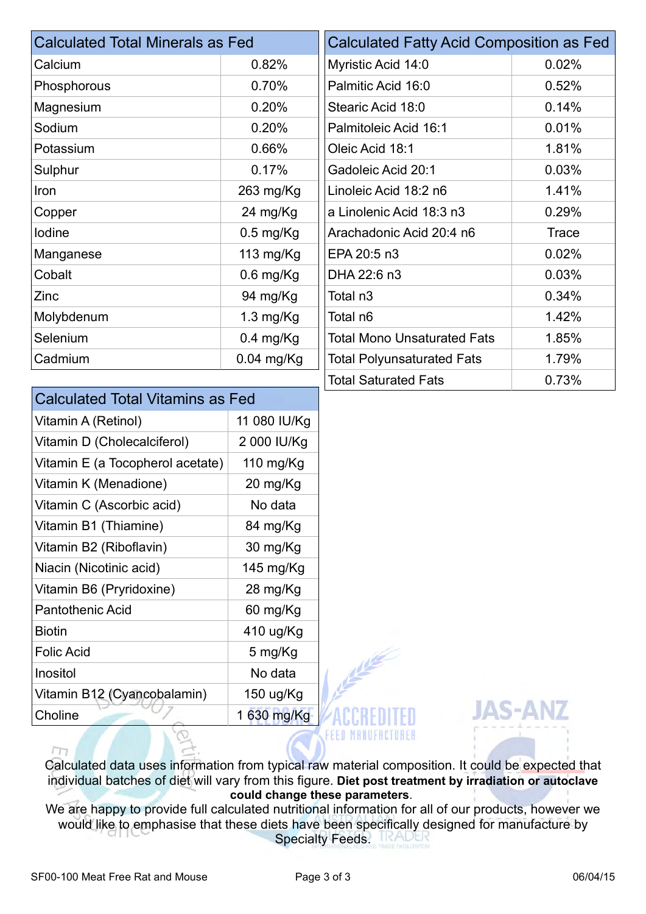| Calculated Total Minerals as Fed | |
|---|---|
| Calcium | 0.82% |
| Phosphorous | 0.70% |
| Magnesium | 0.20% |
| Sodium | 0.20% |
| Potassium | 0.66% |
| Sulphur | 0.17% |
| Iron | 263 mg/Kg |
| Copper | 24 mg/Kg |
| Iodine | 0.5 mg/Kg |
| Manganese | 113 mg/Kg |
| Cobalt | 0.6 mg/Kg |
| Zinc | 94 mg/Kg |
| Molybdenum | 1.3 mg/Kg |
| Selenium | 0.4 mg/Kg |
| Cadmium | 0.04 mg/Kg |

| Calculated Fatty Acid Composition as Fed | |
|---|---|
| Myristic Acid 14:0 | 0.02% |
| Palmitic Acid 16:0 | 0.52% |
| Stearic Acid 18:0 | 0.14% |
| Palmitoleic Acid 16:1 | 0.01% |
| Oleic Acid 18:1 | 1.81% |
| Gadoleic Acid 20:1 | 0.03% |
| Linoleic Acid 18:2 n6 | 1.41% |
| a Linolenic Acid 18:3 n3 | 0.29% |
| Arachadonic Acid 20:4 n6 | Trace |
| EPA 20:5 n3 | 0.02% |
| DHA 22:6 n3 | 0.03% |
| Total n3 | 0.34% |
| Total n6 | 1.42% |
| Total Mono Unsaturated Fats | 1.85% |
| Total Polyunsaturated Fats | 1.79% |
| Total Saturated Fats | 0.73% |

| Calculated Total Vitamins as Fed | |
|---|---|
| Vitamin A (Retinol) | 11 080 IU/Kg |
| Vitamin D (Cholecalciferol) | 2 000 IU/Kg |
| Vitamin E (a Tocopherol acetate) | 110 mg/Kg |
| Vitamin K (Menadione) | 20 mg/Kg |
| Vitamin C (Ascorbic acid) | No data |
| Vitamin B1 (Thiamine) | 84 mg/Kg |
| Vitamin B2 (Riboflavin) | 30 mg/Kg |
| Niacin (Nicotinic acid) | 145 mg/Kg |
| Vitamin B6 (Pryridoxine) | 28 mg/Kg |
| Pantothenic Acid | 60 mg/Kg |
| Biotin | 410 ug/Kg |
| Folic Acid | 5 mg/Kg |
| Inositol | No data |
| Vitamin B12 (Cyancobalamin) | 150 ug/Kg |
| Choline | 1 630 mg/Kg |

Calculated data uses information from typical raw material composition. It could be expected that individual batches of diet will vary from this figure. **Diet post treatment by irradiation or autoclave could change these parameters**.

We are happy to provide full calculated nutritional information for all of our products, however we would like to emphasise that these diets have been specifically designed for manufacture by Specialty Feeds.

SF00-100 Meat Free Rat and Mouse

06/04/15